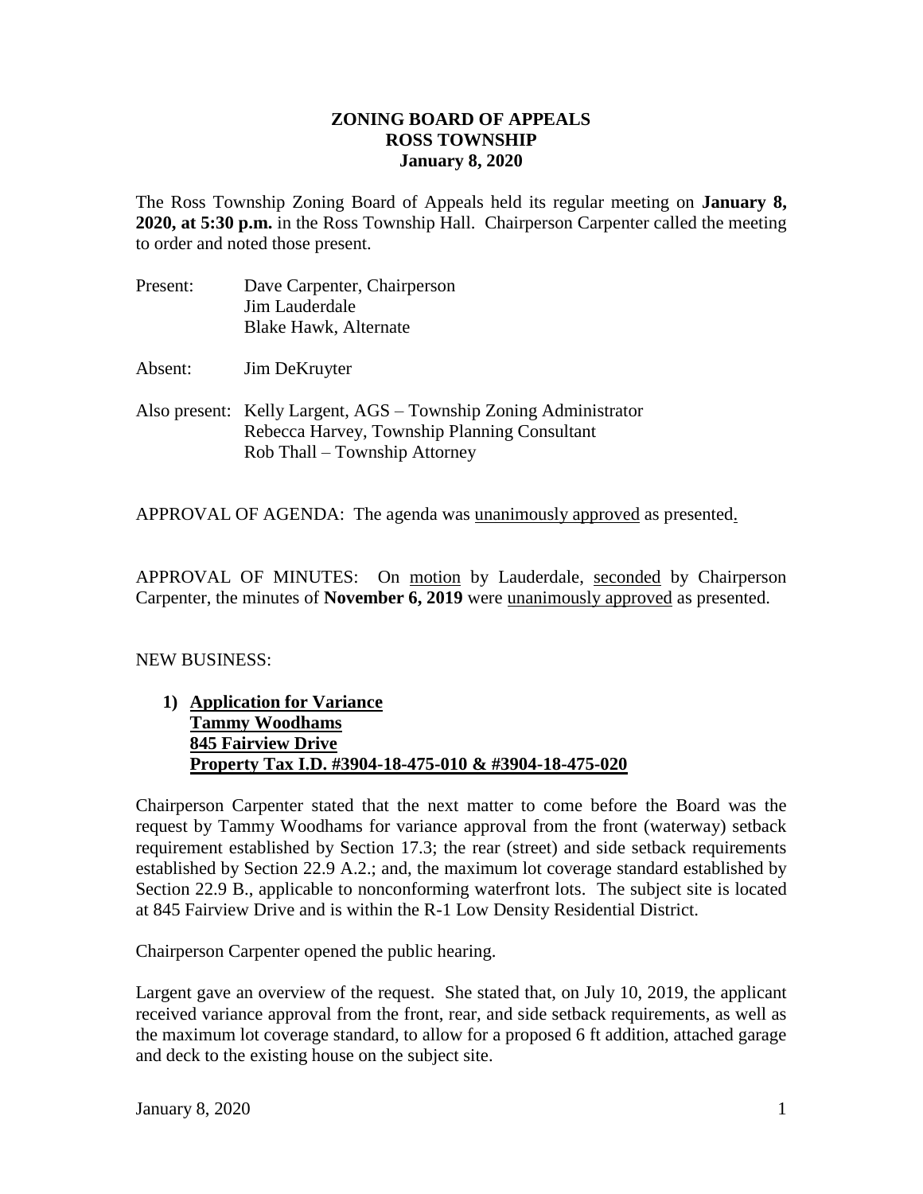# ZONING BOARD OF APPEALS
## ROSS TOWNSHIP
### January 8, 2020

The Ross Township Zoning Board of Appeals held its regular meeting on **January 8, 2020, at 5:30 p.m.** in the Ross Township Hall. Chairperson Carpenter called the meeting to order and noted those present.

Present: Dave Carpenter, Chairperson
Jim Lauderdale
Blake Hawk, Alternate

Absent: Jim DeKruyter

Also present: Kelly Largent, AGS – Township Zoning Administrator
Rebecca Harvey, Township Planning Consultant
Rob Thall – Township Attorney

APPROVAL OF AGENDA: The agenda was unanimously approved as presented.

APPROVAL OF MINUTES: On motion by Lauderdale, seconded by Chairperson Carpenter, the minutes of **November 6, 2019** were unanimously approved as presented.

NEW BUSINESS:

1) **Application for Variance**
   **Tammy Woodhams**
   **845 Fairview Drive**
   **Property Tax I.D. #3904-18-475-010 & #3904-18-475-020**

Chairperson Carpenter stated that the next matter to come before the Board was the request by Tammy Woodhams for variance approval from the front (waterway) setback requirement established by Section 17.3; the rear (street) and side setback requirements established by Section 22.9 A.2.; and, the maximum lot coverage standard established by Section 22.9 B., applicable to nonconforming waterfront lots. The subject site is located at 845 Fairview Drive and is within the R-1 Low Density Residential District.

Chairperson Carpenter opened the public hearing.

Largent gave an overview of the request. She stated that, on July 10, 2019, the applicant received variance approval from the front, rear, and side setback requirements, as well as the maximum lot coverage standard, to allow for a proposed 6 ft addition, attached garage and deck to the existing house on the subject site.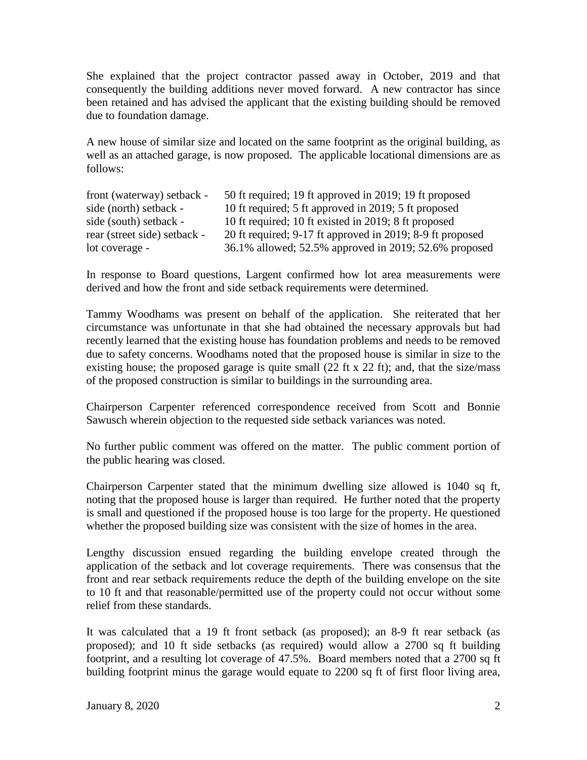She explained that the project contractor passed away in October, 2019 and that consequently the building additions never moved forward. A new contractor has since been retained and has advised the applicant that the existing building should be removed due to foundation damage.

A new house of similar size and located on the same footprint as the original building, as well as an attached garage, is now proposed. The applicable locational dimensions are as follows:

| | |
|---|---|
| front (waterway) setback - | 50 ft required; 19 ft approved in 2019; 19 ft proposed |
| side (north) setback - | 10 ft required; 5 ft approved in 2019; 5 ft proposed |
| side (south) setback - | 10 ft required; 10 ft existed in 2019; 8 ft proposed |
| rear (street side) setback - | 20 ft required; 9-17 ft approved in 2019; 8-9 ft proposed |
| lot coverage - | 36.1% allowed; 52.5% approved in 2019; 52.6% proposed |

In response to Board questions, Largent confirmed how lot area measurements were derived and how the front and side setback requirements were determined.

Tammy Woodhams was present on behalf of the application. She reiterated that her circumstance was unfortunate in that she had obtained the necessary approvals but had recently learned that the existing house has foundation problems and needs to be removed due to safety concerns. Woodhams noted that the proposed house is similar in size to the existing house; the proposed garage is quite small (22 ft x 22 ft); and, that the size/mass of the proposed construction is similar to buildings in the surrounding area.

Chairperson Carpenter referenced correspondence received from Scott and Bonnie Sawusch wherein objection to the requested side setback variances was noted.

No further public comment was offered on the matter. The public comment portion of the public hearing was closed.

Chairperson Carpenter stated that the minimum dwelling size allowed is 1040 sq ft, noting that the proposed house is larger than required. He further noted that the property is small and questioned if the proposed house is too large for the property. He questioned whether the proposed building size was consistent with the size of homes in the area.

Lengthy discussion ensued regarding the building envelope created through the application of the setback and lot coverage requirements. There was consensus that the front and rear setback requirements reduce the depth of the building envelope on the site to 10 ft and that reasonable/permitted use of the property could not occur without some relief from these standards.

It was calculated that a 19 ft front setback (as proposed); an 8-9 ft rear setback (as proposed); and 10 ft side setbacks (as required) would allow a 2700 sq ft building footprint, and a resulting lot coverage of 47.5%. Board members noted that a 2700 sq ft building footprint minus the garage would equate to 2200 sq ft of first floor living area,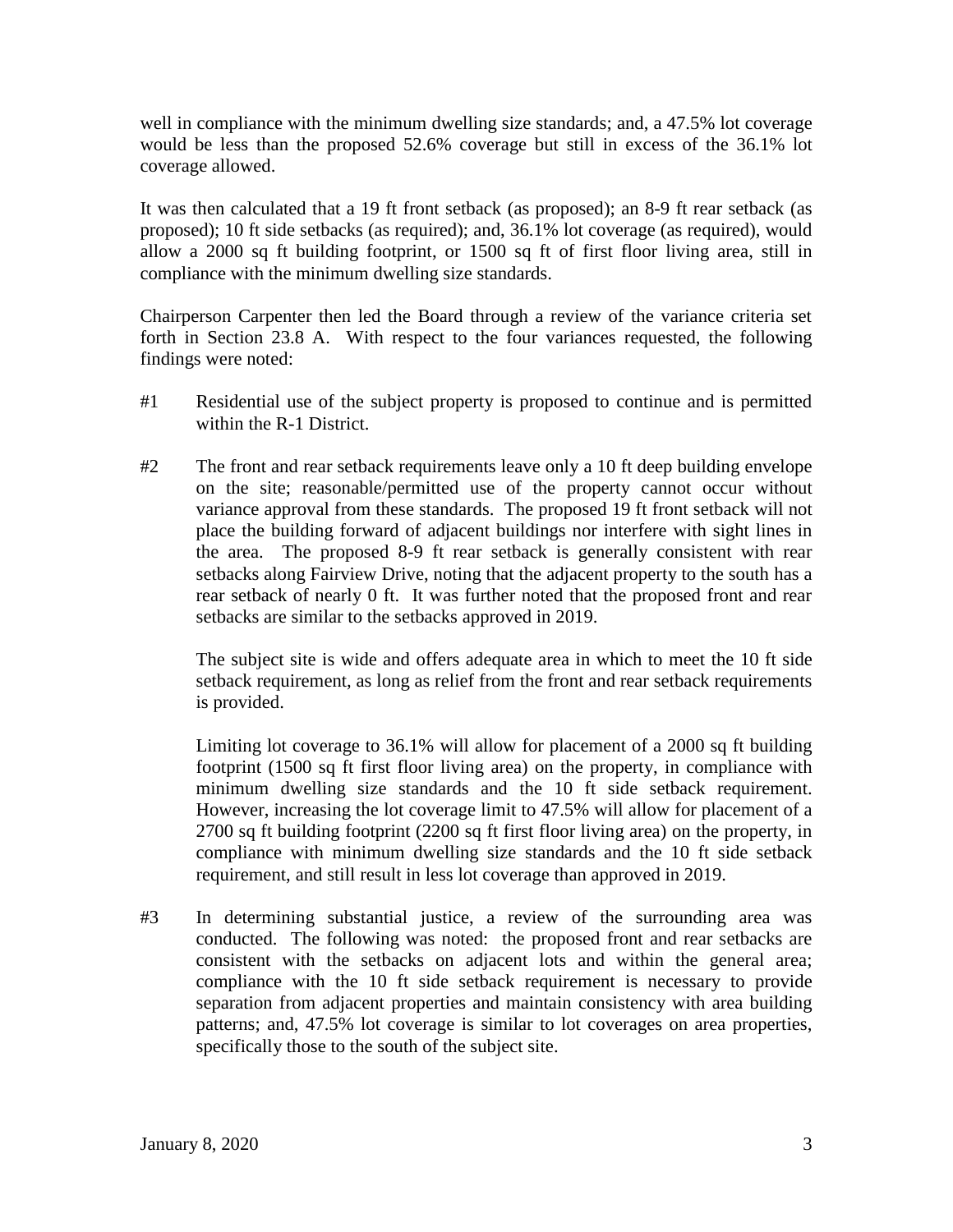well in compliance with the minimum dwelling size standards; and, a 47.5% lot coverage would be less than the proposed 52.6% coverage but still in excess of the 36.1% lot coverage allowed.

It was then calculated that a 19 ft front setback (as proposed); an 8-9 ft rear setback (as proposed); 10 ft side setbacks (as required); and, 36.1% lot coverage (as required), would allow a 2000 sq ft building footprint, or 1500 sq ft of first floor living area, still in compliance with the minimum dwelling size standards.

Chairperson Carpenter then led the Board through a review of the variance criteria set forth in Section 23.8 A. With respect to the four variances requested, the following findings were noted:

#1 Residential use of the subject property is proposed to continue and is permitted within the R-1 District.

#2 The front and rear setback requirements leave only a 10 ft deep building envelope on the site; reasonable/permitted use of the property cannot occur without variance approval from these standards. The proposed 19 ft front setback will not place the building forward of adjacent buildings nor interfere with sight lines in the area. The proposed 8-9 ft rear setback is generally consistent with rear setbacks along Fairview Drive, noting that the adjacent property to the south has a rear setback of nearly 0 ft. It was further noted that the proposed front and rear setbacks are similar to the setbacks approved in 2019.

The subject site is wide and offers adequate area in which to meet the 10 ft side setback requirement, as long as relief from the front and rear setback requirements is provided.

Limiting lot coverage to 36.1% will allow for placement of a 2000 sq ft building footprint (1500 sq ft first floor living area) on the property, in compliance with minimum dwelling size standards and the 10 ft side setback requirement. However, increasing the lot coverage limit to 47.5% will allow for placement of a 2700 sq ft building footprint (2200 sq ft first floor living area) on the property, in compliance with minimum dwelling size standards and the 10 ft side setback requirement, and still result in less lot coverage than approved in 2019.

#3 In determining substantial justice, a review of the surrounding area was conducted. The following was noted: the proposed front and rear setbacks are consistent with the setbacks on adjacent lots and within the general area; compliance with the 10 ft side setback requirement is necessary to provide separation from adjacent properties and maintain consistency with area building patterns; and, 47.5% lot coverage is similar to lot coverages on area properties, specifically those to the south of the subject site.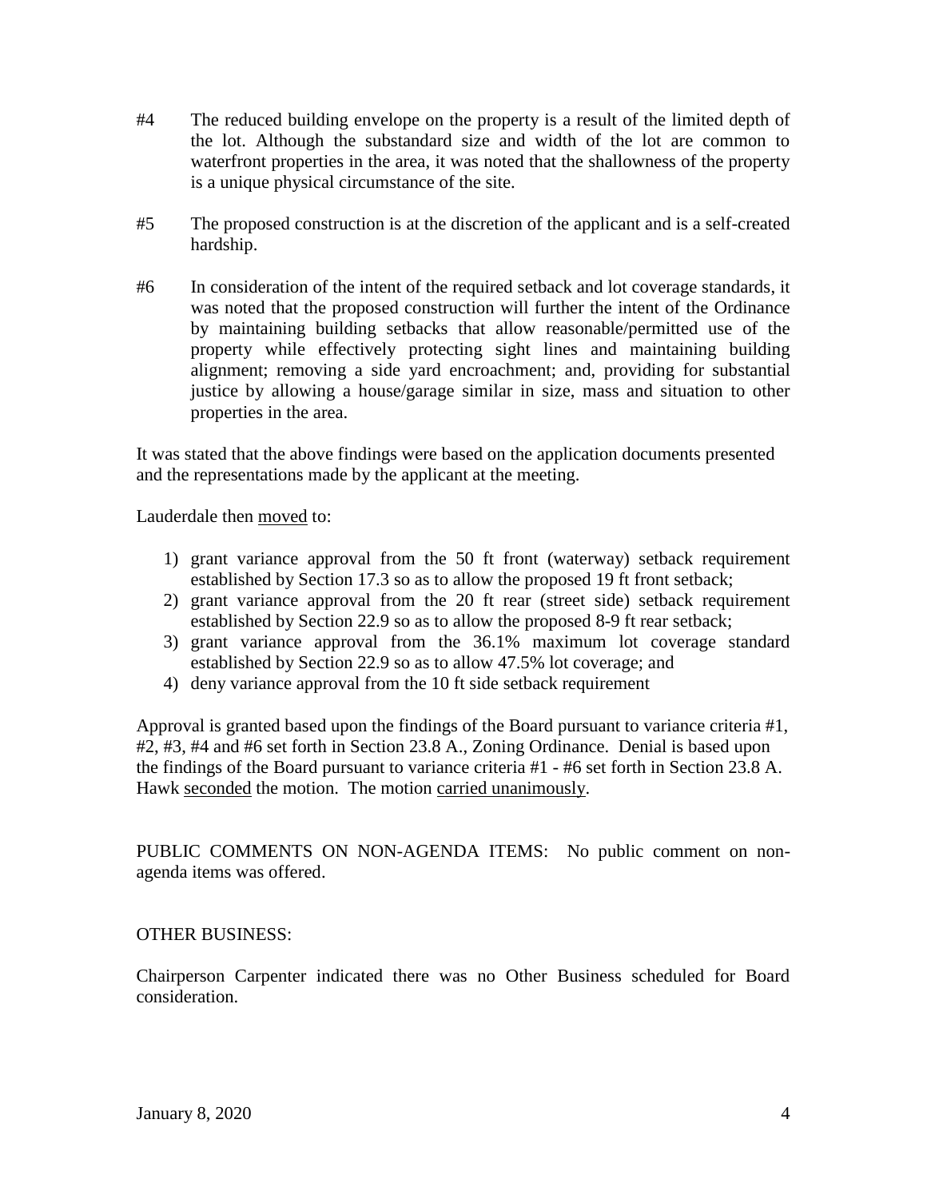#4 The reduced building envelope on the property is a result of the limited depth of the lot. Although the substandard size and width of the lot are common to waterfront properties in the area, it was noted that the shallowness of the property is a unique physical circumstance of the site.

#5 The proposed construction is at the discretion of the applicant and is a self-created hardship.

#6 In consideration of the intent of the required setback and lot coverage standards, it was noted that the proposed construction will further the intent of the Ordinance by maintaining building setbacks that allow reasonable/permitted use of the property while effectively protecting sight lines and maintaining building alignment; removing a side yard encroachment; and, providing for substantial justice by allowing a house/garage similar in size, mass and situation to other properties in the area.

It was stated that the above findings were based on the application documents presented and the representations made by the applicant at the meeting.

Lauderdale then <u>moved</u> to:

1) grant variance approval from the 50 ft front (waterway) setback requirement established by Section 17.3 so as to allow the proposed 19 ft front setback;
2) grant variance approval from the 20 ft rear (street side) setback requirement established by Section 22.9 so as to allow the proposed 8-9 ft rear setback;
3) grant variance approval from the 36.1% maximum lot coverage standard established by Section 22.9 so as to allow 47.5% lot coverage; and
4) deny variance approval from the 10 ft side setback requirement

Approval is granted based upon the findings of the Board pursuant to variance criteria #1, #2, #3, #4 and #6 set forth in Section 23.8 A., Zoning Ordinance. Denial is based upon the findings of the Board pursuant to variance criteria #1 - #6 set forth in Section 23.8 A. Hawk <u>seconded</u> the motion. The motion <u>carried unanimously</u>.

PUBLIC COMMENTS ON NON-AGENDA ITEMS: No public comment on non-agenda items was offered.

OTHER BUSINESS:

Chairperson Carpenter indicated there was no Other Business scheduled for Board consideration.

January 8, 2020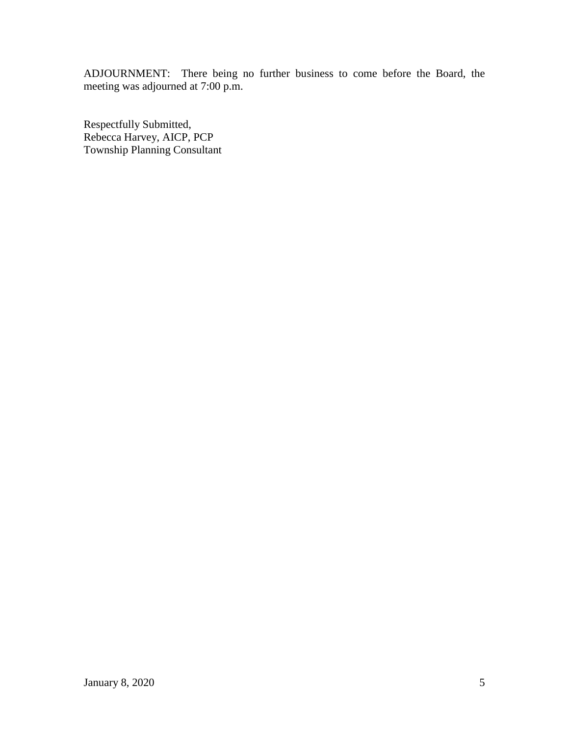ADJOURNMENT: There being no further business to come before the Board, the meeting was adjourned at 7:00 p.m.

Respectfully Submitted,
Rebecca Harvey, AICP, PCP
Township Planning Consultant